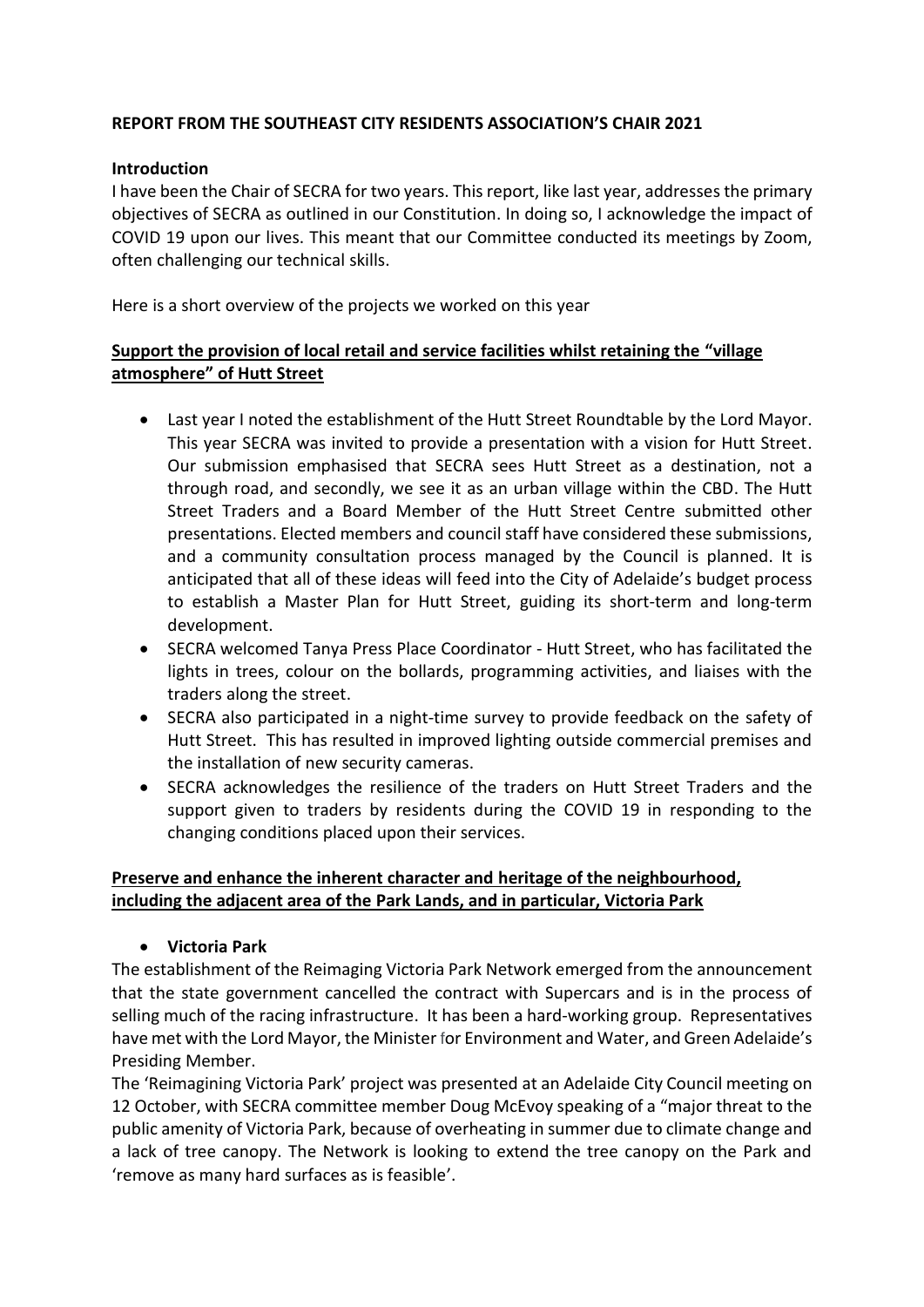**REPORT FROM THE SOUTHEAST CITY RESIDENTS ASSOCIATION'S CHAIR 2021**

**Introduction**

I have been the Chair of SECRA for two years. This report, like last year, addresses the primary objectives of SECRA as outlined in our Constitution. In doing so, I acknowledge the impact of COVID 19 upon our lives. This meant that our Committee conducted its meetings by Zoom, often challenging our technical skills.

Here is a short overview of the projects we worked on this year

**Support the provision of local retail and service facilities whilst retaining the "village atmosphere" of Hutt Street**

- Last year I noted the establishment of the Hutt Street Roundtable by the Lord Mayor. This year SECRA was invited to provide a presentation with a vision for Hutt Street. Our submission emphasised that SECRA sees Hutt Street as a destination, not a through road, and secondly, we see it as an urban village within the CBD. The Hutt Street Traders and a Board Member of the Hutt Street Centre submitted other presentations. Elected members and council staff have considered these submissions, and a community consultation process managed by the Council is planned. It is anticipated that all of these ideas will feed into the City of Adelaide's budget process to establish a Master Plan for Hutt Street, guiding its short-term and long-term development.
- SECRA welcomed Tanya Press Place Coordinator - Hutt Street, who has facilitated the lights in trees, colour on the bollards, programming activities, and liaises with the traders along the street.
- SECRA also participated in a night-time survey to provide feedback on the safety of Hutt Street. This has resulted in improved lighting outside commercial premises and the installation of new security cameras.
- SECRA acknowledges the resilience of the traders on Hutt Street Traders and the support given to traders by residents during the COVID 19 in responding to the changing conditions placed upon their services.

**Preserve and enhance the inherent character and heritage of the neighbourhood, including the adjacent area of the Park Lands, and in particular, Victoria Park**

- **Victoria Park**

The establishment of the Reimaging Victoria Park Network emerged from the announcement that the state government cancelled the contract with Supercars and is in the process of selling much of the racing infrastructure. It has been a hard-working group. Representatives have met with the Lord Mayor, the Minister for Environment and Water, and Green Adelaide's Presiding Member.

The 'Reimagining Victoria Park' project was presented at an Adelaide City Council meeting on 12 October, with SECRA committee member Doug McEvoy speaking of a "major threat to the public amenity of Victoria Park, because of overheating in summer due to climate change and a lack of tree canopy. The Network is looking to extend the tree canopy on the Park and 'remove as many hard surfaces as is feasible'.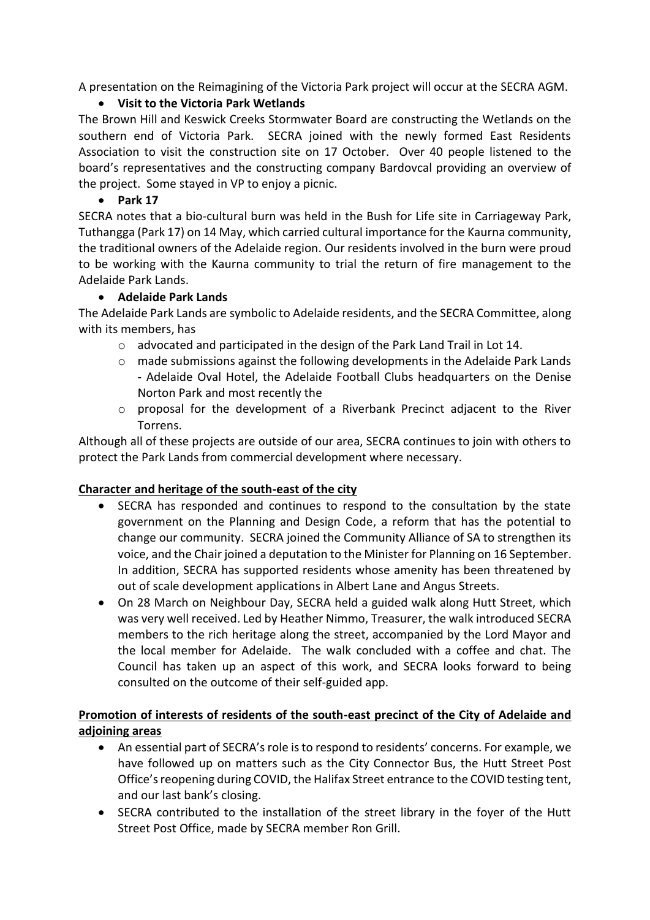A presentation on the Reimagining of the Victoria Park project will occur at the SECRA AGM.

- **Visit to the Victoria Park Wetlands**

The Brown Hill and Keswick Creeks Stormwater Board are constructing the Wetlands on the southern end of Victoria Park. SECRA joined with the newly formed East Residents Association to visit the construction site on 17 October. Over 40 people listened to the board's representatives and the constructing company Bardovcal providing an overview of the project. Some stayed in VP to enjoy a picnic.

- **Park 17**

SECRA notes that a bio-cultural burn was held in the Bush for Life site in Carriageway Park, Tuthangga (Park 17) on 14 May, which carried cultural importance for the Kaurna community, the traditional owners of the Adelaide region. Our residents involved in the burn were proud to be working with the Kaurna community to trial the return of fire management to the Adelaide Park Lands.

- **Adelaide Park Lands**

The Adelaide Park Lands are symbolic to Adelaide residents, and the SECRA Committee, along with its members, has

  - advocated and participated in the design of the Park Land Trail in Lot 14.
  - made submissions against the following developments in the Adelaide Park Lands - Adelaide Oval Hotel, the Adelaide Football Clubs headquarters on the Denise Norton Park and most recently the
  - proposal for the development of a Riverbank Precinct adjacent to the River Torrens.

Although all of these projects are outside of our area, SECRA continues to join with others to protect the Park Lands from commercial development where necessary.

## Character and heritage of the south-east of the city

- SECRA has responded and continues to respond to the consultation by the state government on the Planning and Design Code, a reform that has the potential to change our community. SECRA joined the Community Alliance of SA to strengthen its voice, and the Chair joined a deputation to the Minister for Planning on 16 September. In addition, SECRA has supported residents whose amenity has been threatened by out of scale development applications in Albert Lane and Angus Streets.
- On 28 March on Neighbour Day, SECRA held a guided walk along Hutt Street, which was very well received. Led by Heather Nimmo, Treasurer, the walk introduced SECRA members to the rich heritage along the street, accompanied by the Lord Mayor and the local member for Adelaide. The walk concluded with a coffee and chat. The Council has taken up an aspect of this work, and SECRA looks forward to being consulted on the outcome of their self-guided app.

## Promotion of interests of residents of the south-east precinct of the City of Adelaide and adjoining areas

- An essential part of SECRA's role is to respond to residents' concerns. For example, we have followed up on matters such as the City Connector Bus, the Hutt Street Post Office's reopening during COVID, the Halifax Street entrance to the COVID testing tent, and our last bank's closing.
- SECRA contributed to the installation of the street library in the foyer of the Hutt Street Post Office, made by SECRA member Ron Grill.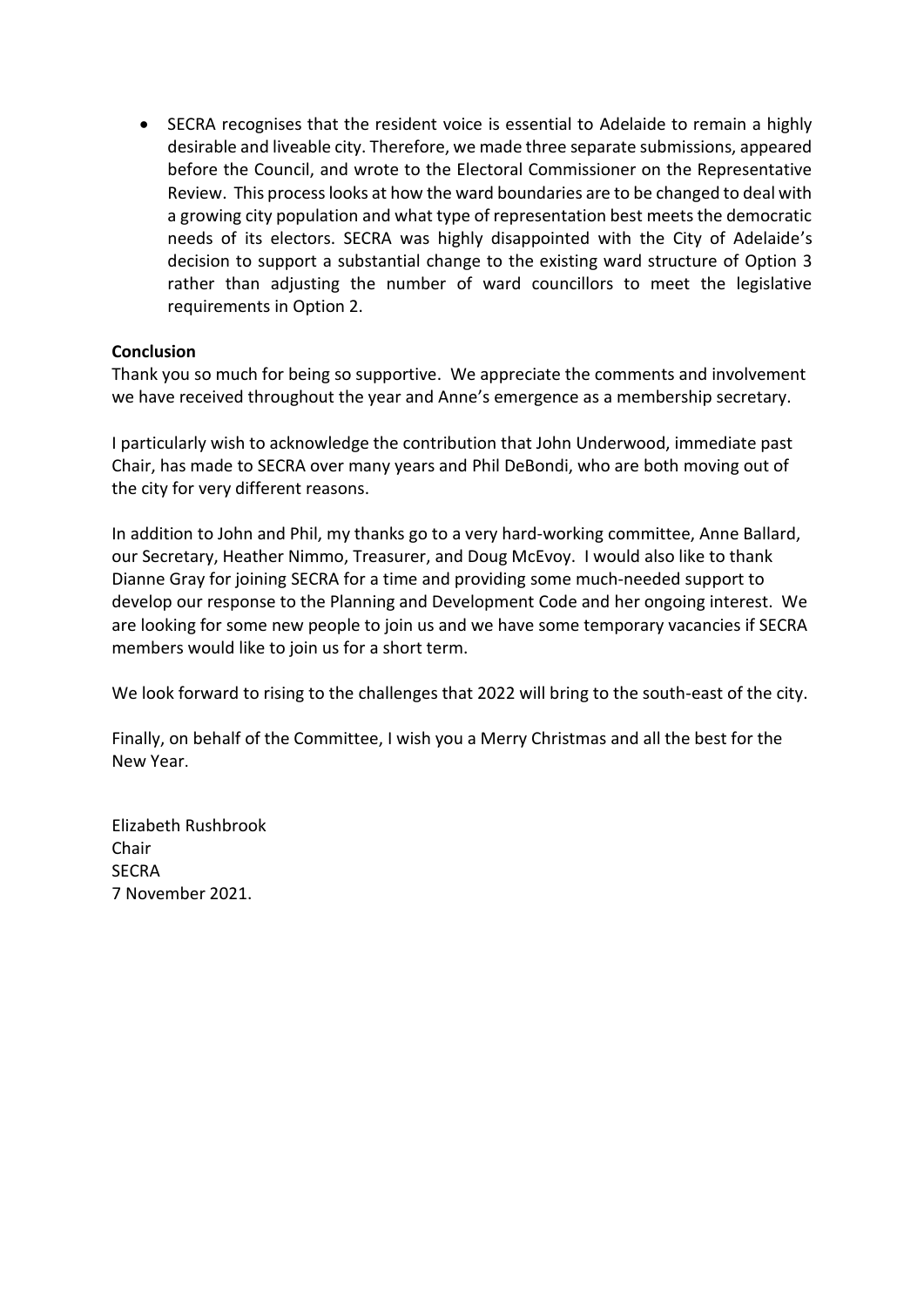- SECRA recognises that the resident voice is essential to Adelaide to remain a highly desirable and liveable city. Therefore, we made three separate submissions, appeared before the Council, and wrote to the Electoral Commissioner on the Representative Review. This process looks at how the ward boundaries are to be changed to deal with a growing city population and what type of representation best meets the democratic needs of its electors. SECRA was highly disappointed with the City of Adelaide's decision to support a substantial change to the existing ward structure of Option 3 rather than adjusting the number of ward councillors to meet the legislative requirements in Option 2.

**Conclusion**

Thank you so much for being so supportive. We appreciate the comments and involvement we have received throughout the year and Anne's emergence as a membership secretary.

I particularly wish to acknowledge the contribution that John Underwood, immediate past Chair, has made to SECRA over many years and Phil DeBondi, who are both moving out of the city for very different reasons.

In addition to John and Phil, my thanks go to a very hard-working committee, Anne Ballard, our Secretary, Heather Nimmo, Treasurer, and Doug McEvoy. I would also like to thank Dianne Gray for joining SECRA for a time and providing some much-needed support to develop our response to the Planning and Development Code and her ongoing interest. We are looking for some new people to join us and we have some temporary vacancies if SECRA members would like to join us for a short term.

We look forward to rising to the challenges that 2022 will bring to the south-east of the city.

Finally, on behalf of the Committee, I wish you a Merry Christmas and all the best for the New Year.

Elizabeth Rushbrook
Chair
SECRA
7 November 2021.